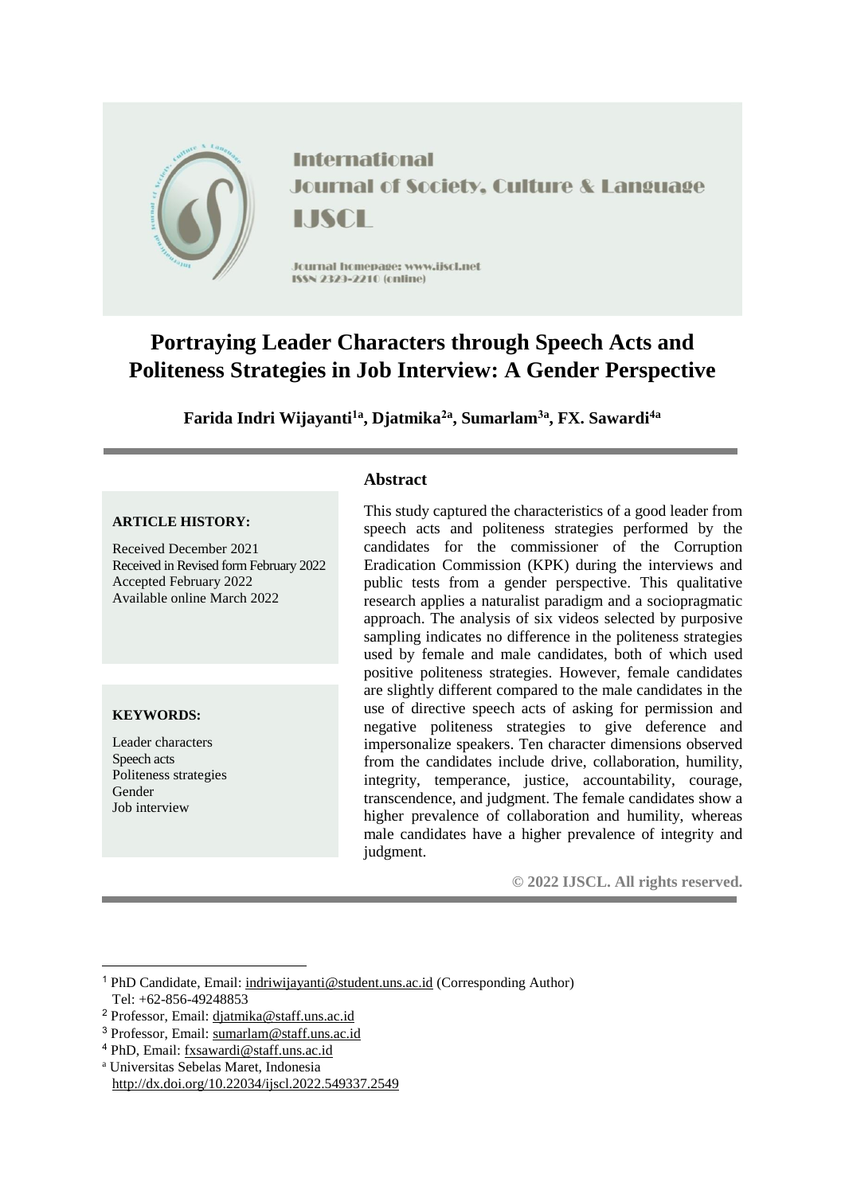International Journal of Society, Culture & Language

IJSCL

Journal homepage: www.ijscl.net

ISSN 2329-2210 (online)

# Portraying Leader Characters through Speech Acts and Politeness Strategies in Job Interview: A Gender Perspective

**Farida Indri Wijayanti[1a], Djatmika[2a], Sumarlam[3a], FX. Sawardi[4a]**

**ARTICLE HISTORY:**

Received December 2021
Received in Revised form February 2022
Accepted February 2022
Available online March 2022

**KEYWORDS:**

Leader characters
Speech acts
Politeness strategies
Gender
Job interview

## Abstract

This study captured the characteristics of a good leader from speech acts and politeness strategies performed by the candidates for the commissioner of the Corruption Eradication Commission (KPK) during the interviews and public tests from a gender perspective. This qualitative research applies a naturalist paradigm and a sociopragmatic approach. The analysis of six videos selected by purposive sampling indicates no difference in the politeness strategies used by female and male candidates, both of which used positive politeness strategies. However, female candidates are slightly different compared to the male candidates in the use of directive speech acts of asking for permission and negative politeness strategies to give deference and impersonalize speakers. Ten character dimensions observed from the candidates include drive, collaboration, humility, integrity, temperance, justice, accountability, courage, transcendence, and judgment. The female candidates show a higher prevalence of collaboration and humility, whereas male candidates have a higher prevalence of integrity and judgment.

**© 2022 IJSCL. All rights reserved.**

---

[1] PhD Candidate, Email: indriwijayanti@student.uns.ac.id (Corresponding Author)
Tel: +62-856-49248853

[2] Professor, Email: djatmika@staff.uns.ac.id

[3] Professor, Email: sumarlam@staff.uns.ac.id

[4] PhD, Email: fxsawardi@staff.uns.ac.id

[a] Universitas Sebelas Maret, Indonesia
http://dx.doi.org/10.22034/ijscl.2022.549337.2549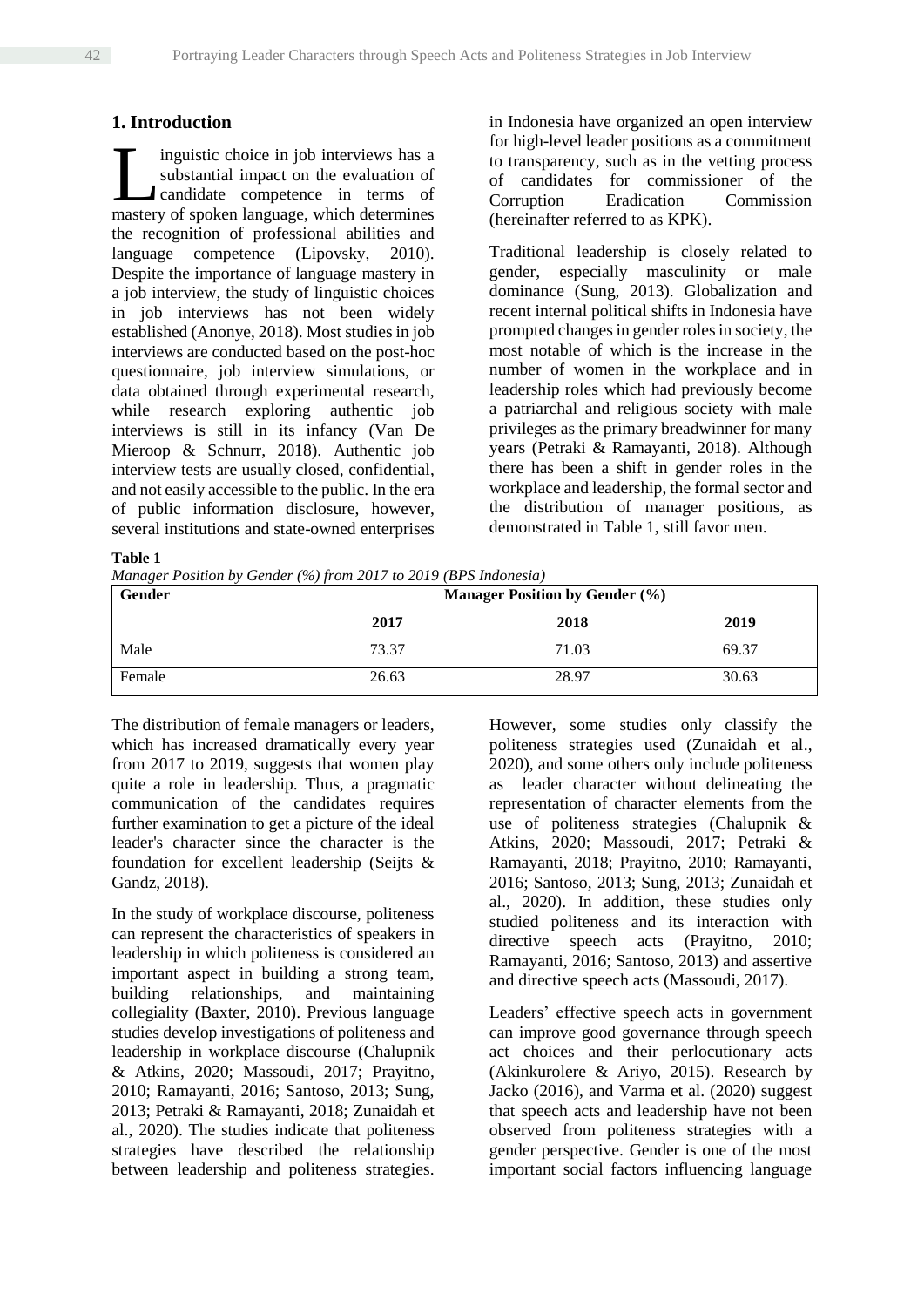## 1. Introduction

Linguistic choice in job interviews has a substantial impact on the evaluation of candidate competence in terms of mastery of spoken language, which determines the recognition of professional abilities and language competence (Lipovsky, 2010). Despite the importance of language mastery in a job interview, the study of linguistic choices in job interviews has not been widely established (Anonye, 2018). Most studies in job interviews are conducted based on the post-hoc questionnaire, job interview simulations, or data obtained through experimental research, while research exploring authentic job interviews is still in its infancy (Van De Mieroop & Schnurr, 2018). Authentic job interview tests are usually closed, confidential, and not easily accessible to the public. In the era of public information disclosure, however, several institutions and state-owned enterprises in Indonesia have organized an open interview for high-level leader positions as a commitment to transparency, such as in the vetting process of candidates for commissioner of the Corruption Eradication Commission (hereinafter referred to as KPK).

Traditional leadership is closely related to gender, especially masculinity or male dominance (Sung, 2013). Globalization and recent internal political shifts in Indonesia have prompted changes in gender roles in society, the most notable of which is the increase in the number of women in the workplace and in leadership roles which had previously become a patriarchal and religious society with male privileges as the primary breadwinner for many years (Petraki & Ramayanti, 2018). Although there has been a shift in gender roles in the workplace and leadership, the formal sector and the distribution of manager positions, as demonstrated in Table 1, still favor men.

**Table 1**

*Manager Position by Gender (%) from 2017 to 2019 (BPS Indonesia)*

| Gender | Manager Position by Gender (%) | | |
|---|---|---|---|
| | 2017 | 2018 | 2019 |
| Male | 73.37 | 71.03 | 69.37 |
| Female | 26.63 | 28.97 | 30.63 |

The distribution of female managers or leaders, which has increased dramatically every year from 2017 to 2019, suggests that women play quite a role in leadership. Thus, a pragmatic communication of the candidates requires further examination to get a picture of the ideal leader's character since the character is the foundation for excellent leadership (Seijts & Gandz, 2018).

In the study of workplace discourse, politeness can represent the characteristics of speakers in leadership in which politeness is considered an important aspect in building a strong team, building relationships, and maintaining collegiality (Baxter, 2010). Previous language studies develop investigations of politeness and leadership in workplace discourse (Chalupnik & Atkins, 2020; Massoudi, 2017; Prayitno, 2010; Ramayanti, 2016; Santoso, 2013; Sung, 2013; Petraki & Ramayanti, 2018; Zunaidah et al., 2020). The studies indicate that politeness strategies have described the relationship between leadership and politeness strategies. However, some studies only classify the politeness strategies used (Zunaidah et al., 2020), and some others only include politeness as leader character without delineating the representation of character elements from the use of politeness strategies (Chalupnik & Atkins, 2020; Massoudi, 2017; Petraki & Ramayanti, 2018; Prayitno, 2010; Ramayanti, 2016; Santoso, 2013; Sung, 2013; Zunaidah et al., 2020). In addition, these studies only studied politeness and its interaction with directive speech acts (Prayitno, 2010; Ramayanti, 2016; Santoso, 2013) and assertive and directive speech acts (Massoudi, 2017).

Leaders' effective speech acts in government can improve good governance through speech act choices and their perlocutionary acts (Akinkurolere & Ariyo, 2015). Research by Jacko (2016), and Varma et al. (2020) suggest that speech acts and leadership have not been observed from politeness strategies with a gender perspective. Gender is one of the most important social factors influencing language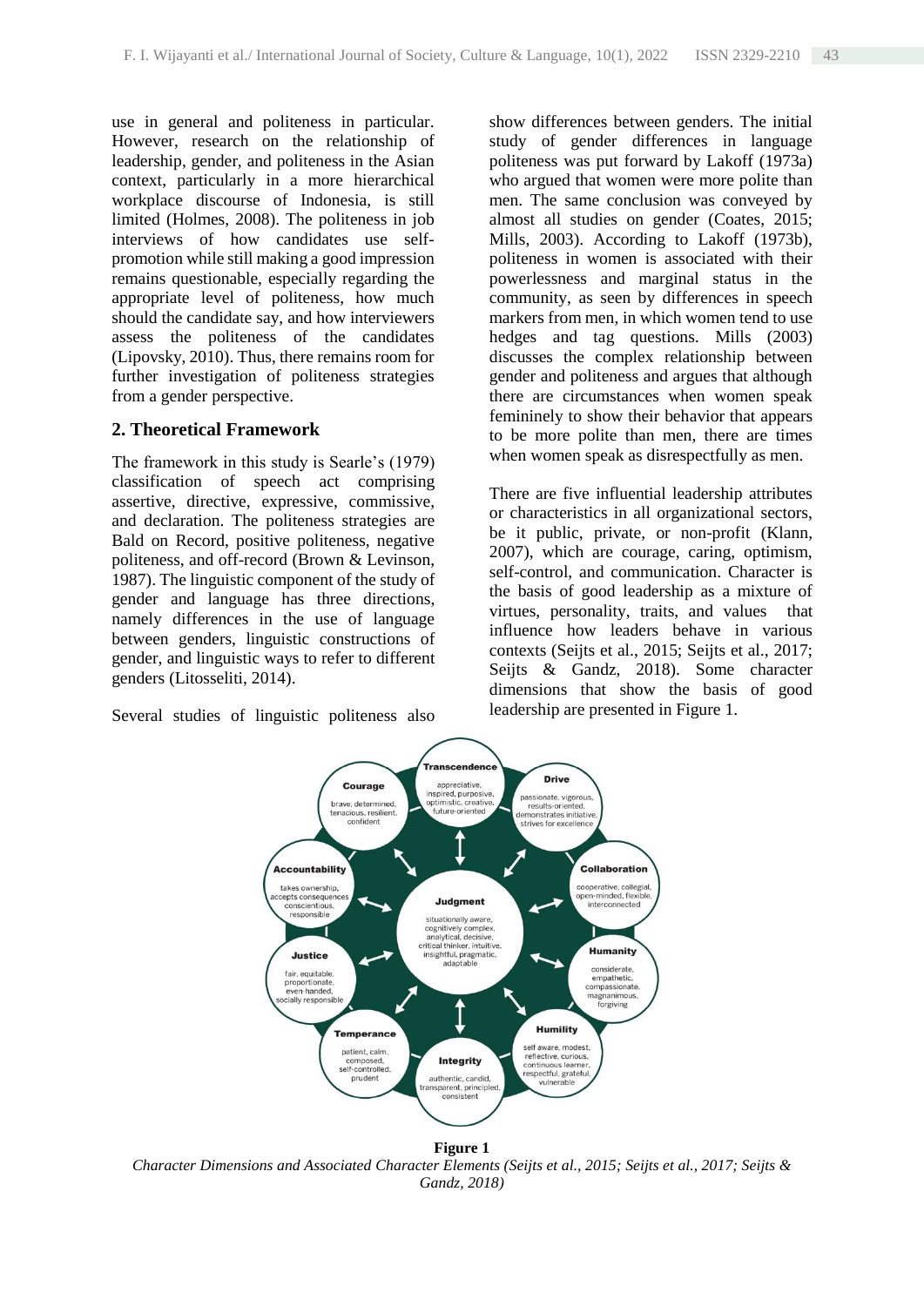use in general and politeness in particular. However, research on the relationship of leadership, gender, and politeness in the Asian context, particularly in a more hierarchical workplace discourse of Indonesia, is still limited (Holmes, 2008). The politeness in job interviews of how candidates use self-promotion while still making a good impression remains questionable, especially regarding the appropriate level of politeness, how much should the candidate say, and how interviewers assess the politeness of the candidates (Lipovsky, 2010). Thus, there remains room for further investigation of politeness strategies from a gender perspective.

## 2. Theoretical Framework

The framework in this study is Searle's (1979) classification of speech act comprising assertive, directive, expressive, commissive, and declaration. The politeness strategies are Bald on Record, positive politeness, negative politeness, and off-record (Brown & Levinson, 1987). The linguistic component of the study of gender and language has three directions, namely differences in the use of language between genders, linguistic constructions of gender, and linguistic ways to refer to different genders (Litosseliti, 2014).

Several studies of linguistic politeness also show differences between genders. The initial study of gender differences in language politeness was put forward by Lakoff (1973a) who argued that women were more polite than men. The same conclusion was conveyed by almost all studies on gender (Coates, 2015; Mills, 2003). According to Lakoff (1973b), politeness in women is associated with their powerlessness and marginal status in the community, as seen by differences in speech markers from men, in which women tend to use hedges and tag questions. Mills (2003) discusses the complex relationship between gender and politeness and argues that although there are circumstances when women speak femininely to show their behavior that appears to be more polite than men, there are times when women speak as disrespectfully as men.

There are five influential leadership attributes or characteristics in all organizational sectors, be it public, private, or non-profit (Klann, 2007), which are courage, caring, optimism, self-control, and communication. Character is the basis of good leadership as a mixture of virtues, personality, traits, and values that influence how leaders behave in various contexts (Seijts et al., 2015; Seijts et al., 2017; Seijts & Gandz, 2018). Some character dimensions that show the basis of good leadership are presented in Figure 1.

**Transcendence**: appreciative, inspired, purposive, optimistic, creative, future-oriented

**Drive**: passionate, vigorous, results-oriented, demonstrates initiative, strives for excellence

**Collaboration**: cooperative, collegial, open-minded, flexible, interconnected

**Humanity**: considerate, empathetic, compassionate, magnanimous, forgiving

**Humility**: self aware, modest, reflective, curious, continuous learner, respectful, grateful, vulnerable

**Integrity**: authentic, candid, transparent, principled, consistent

**Temperance**: patient, calm, composed, self-controlled, prudent

**Justice**: fair, equitable, proportionate, even-handed, socially responsible

**Accountability**: takes ownership, accepts consequences, conscientious, responsible

**Courage**: brave, determined, tenacious, resilient, confident

**Judgment**: situationally aware, cognitively complex, analytical, decisive, critical thinker, intuitive, insightful, pragmatic, adaptable

**Figure 1**

*Character Dimensions and Associated Character Elements (Seijts et al., 2015; Seijts et al., 2017; Seijts & Gandz, 2018)*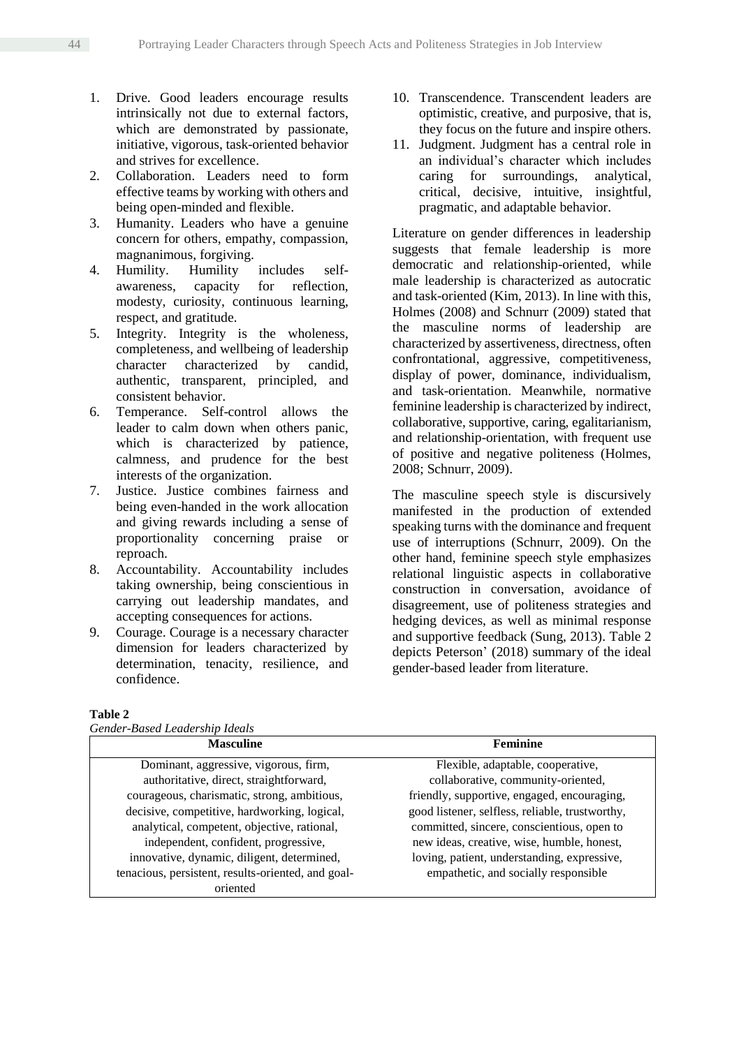1. Drive. Good leaders encourage results intrinsically not due to external factors, which are demonstrated by passionate, initiative, vigorous, task-oriented behavior and strives for excellence.
2. Collaboration. Leaders need to form effective teams by working with others and being open-minded and flexible.
3. Humanity. Leaders who have a genuine concern for others, empathy, compassion, magnanimous, forgiving.
4. Humility. Humility includes self-awareness, capacity for reflection, modesty, curiosity, continuous learning, respect, and gratitude.
5. Integrity. Integrity is the wholeness, completeness, and wellbeing of leadership character characterized by candid, authentic, transparent, principled, and consistent behavior.
6. Temperance. Self-control allows the leader to calm down when others panic, which is characterized by patience, calmness, and prudence for the best interests of the organization.
7. Justice. Justice combines fairness and being even-handed in the work allocation and giving rewards including a sense of proportionality concerning praise or reproach.
8. Accountability. Accountability includes taking ownership, being conscientious in carrying out leadership mandates, and accepting consequences for actions.
9. Courage. Courage is a necessary character dimension for leaders characterized by determination, tenacity, resilience, and confidence.
10. Transcendence. Transcendent leaders are optimistic, creative, and purposive, that is, they focus on the future and inspire others.
11. Judgment. Judgment has a central role in an individual's character which includes caring for surroundings, analytical, critical, decisive, intuitive, insightful, pragmatic, and adaptable behavior.

Literature on gender differences in leadership suggests that female leadership is more democratic and relationship-oriented, while male leadership is characterized as autocratic and task-oriented (Kim, 2013). In line with this, Holmes (2008) and Schnurr (2009) stated that the masculine norms of leadership are characterized by assertiveness, directness, often confrontational, aggressive, competitiveness, display of power, dominance, individualism, and task-orientation. Meanwhile, normative feminine leadership is characterized by indirect, collaborative, supportive, caring, egalitarianism, and relationship-orientation, with frequent use of positive and negative politeness (Holmes, 2008; Schnurr, 2009).

The masculine speech style is discursively manifested in the production of extended speaking turns with the dominance and frequent use of interruptions (Schnurr, 2009). On the other hand, feminine speech style emphasizes relational linguistic aspects in collaborative construction in conversation, avoidance of disagreement, use of politeness strategies and hedging devices, as well as minimal response and supportive feedback (Sung, 2013). Table 2 depicts Peterson' (2018) summary of the ideal gender-based leader from literature.

**Table 2**
*Gender-Based Leadership Ideals*

| Masculine | Feminine |
|---|---|
| Dominant, aggressive, vigorous, firm, authoritative, direct, straightforward, courageous, charismatic, strong, ambitious, decisive, competitive, hardworking, logical, analytical, competent, objective, rational, independent, confident, progressive, innovative, dynamic, diligent, determined, tenacious, persistent, results-oriented, and goal-oriented | Flexible, adaptable, cooperative, collaborative, community-oriented, friendly, supportive, engaged, encouraging, good listener, selfless, reliable, trustworthy, committed, sincere, conscientious, open to new ideas, creative, wise, humble, honest, loving, patient, understanding, expressive, empathetic, and socially responsible |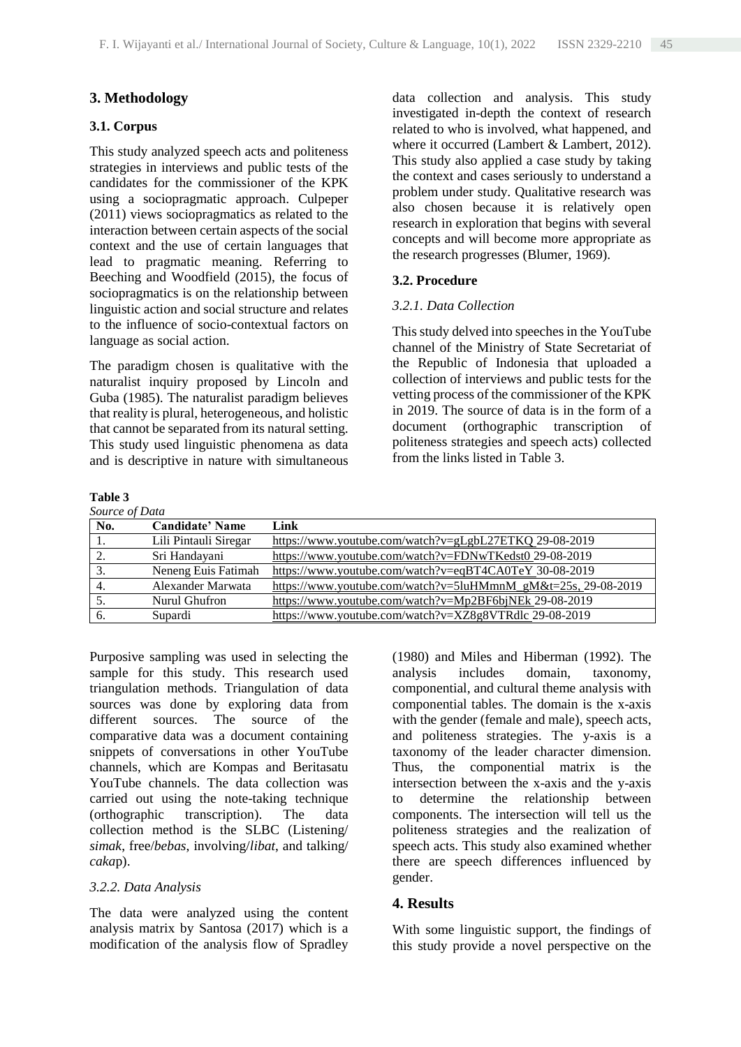## 3. Methodology

### 3.1. Corpus

This study analyzed speech acts and politeness strategies in interviews and public tests of the candidates for the commissioner of the KPK using a sociopragmatic approach. Culpeper (2011) views sociopragmatics as related to the interaction between certain aspects of the social context and the use of certain languages that lead to pragmatic meaning. Referring to Beeching and Woodfield (2015), the focus of sociopragmatics is on the relationship between linguistic action and social structure and relates to the influence of socio-contextual factors on language as social action.

The paradigm chosen is qualitative with the naturalist inquiry proposed by Lincoln and Guba (1985). The naturalist paradigm believes that reality is plural, heterogeneous, and holistic that cannot be separated from its natural setting. This study used linguistic phenomena as data and is descriptive in nature with simultaneous data collection and analysis. This study investigated in-depth the context of research related to who is involved, what happened, and where it occurred (Lambert & Lambert, 2012). This study also applied a case study by taking the context and cases seriously to understand a problem under study. Qualitative research was also chosen because it is relatively open research in exploration that begins with several concepts and will become more appropriate as the research progresses (Blumer, 1969).

### 3.2. Procedure

#### *3.2.1. Data Collection*

This study delved into speeches in the YouTube channel of the Ministry of State Secretariat of the Republic of Indonesia that uploaded a collection of interviews and public tests for the vetting process of the commissioner of the KPK in 2019. The source of data is in the form of a document (orthographic transcription of politeness strategies and speech acts) collected from the links listed in Table 3.

**Table 3**
*Source of Data*

| No. | Candidate' Name | Link |
|---|---|---|
| 1. | Lili Pintauli Siregar | https://www.youtube.com/watch?v=gLgbL27ETKQ 29-08-2019 |
| 2. | Sri Handayani | https://www.youtube.com/watch?v=FDNwTKedst0 29-08-2019 |
| 3. | Neneng Euis Fatimah | https://www.youtube.com/watch?v=eqBT4CA0TeY 30-08-2019 |
| 4. | Alexander Marwata | https://www.youtube.com/watch?v=5luHMmnM_gM&t=25s, 29-08-2019 |
| 5. | Nurul Ghufron | https://www.youtube.com/watch?v=Mp2BF6bjNEk 29-08-2019 |
| 6. | Supardi | https://www.youtube.com/watch?v=XZ8g8VTRdlc 29-08-2019 |

Purposive sampling was used in selecting the sample for this study. This research used triangulation methods. Triangulation of data sources was done by exploring data from different sources. The source of the comparative data was a document containing snippets of conversations in other YouTube channels, which are Kompas and Beritasatu YouTube channels. The data collection was carried out using the note-taking technique (orthographic transcription). The data collection method is the SLBC (Listening/ *simak*, free/*bebas*, involving/*libat*, and talking/ *caka*p).

#### *3.2.2. Data Analysis*

The data were analyzed using the content analysis matrix by Santosa (2017) which is a modification of the analysis flow of Spradley (1980) and Miles and Hiberman (1992). The analysis includes domain, taxonomy, componential, and cultural theme analysis with componential tables. The domain is the x-axis with the gender (female and male), speech acts, and politeness strategies. The y-axis is a taxonomy of the leader character dimension. Thus, the componential matrix is the intersection between the x-axis and the y-axis to determine the relationship between components. The intersection will tell us the politeness strategies and the realization of speech acts. This study also examined whether there are speech differences influenced by gender.

## 4. Results

With some linguistic support, the findings of this study provide a novel perspective on the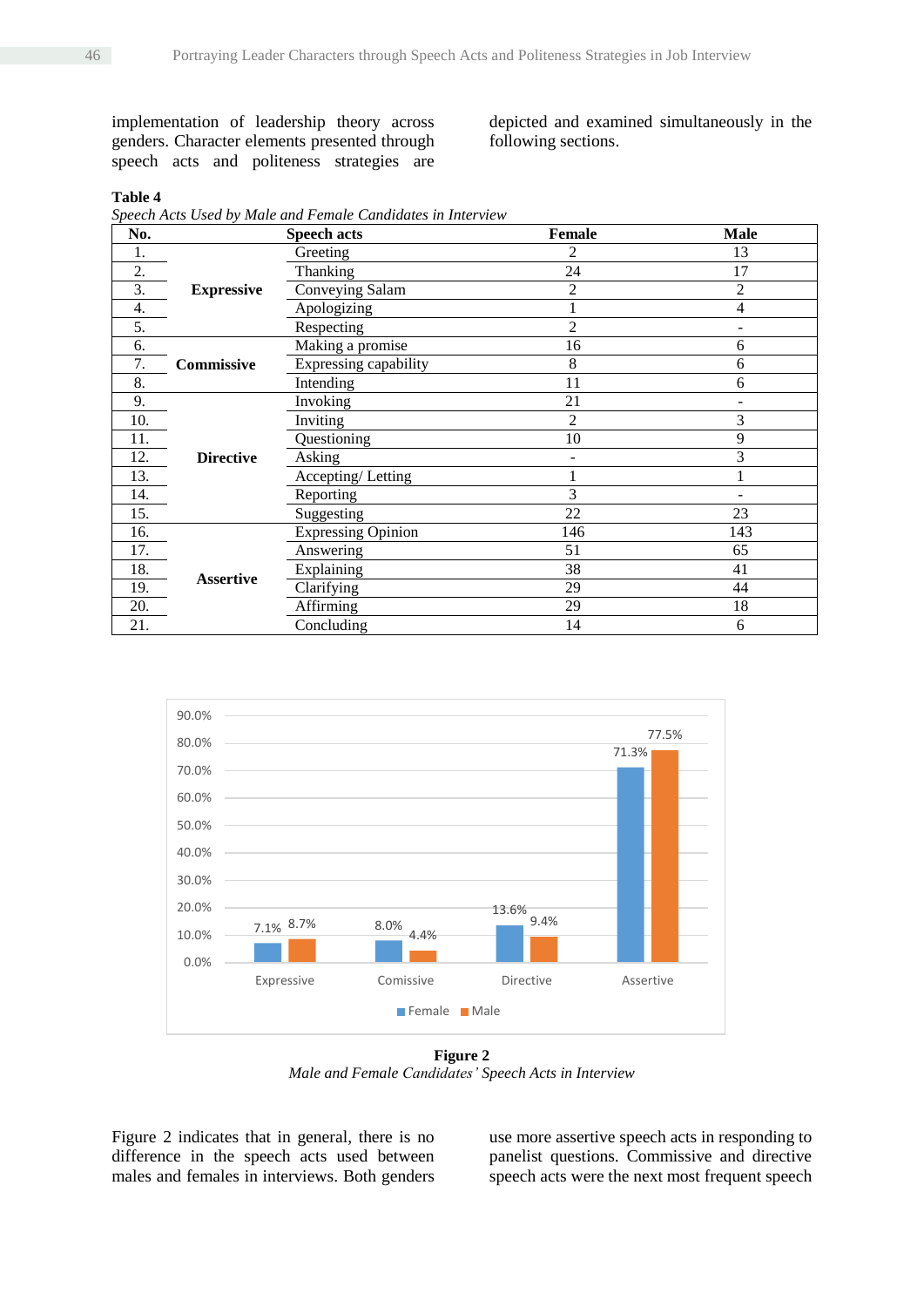implementation of leadership theory across genders. Character elements presented through speech acts and politeness strategies are depicted and examined simultaneously in the following sections.

**Table 4**
*Speech Acts Used by Male and Female Candidates in Interview*

| No. | Speech acts | | Female | Male |
|---|---|---|---|---|
| 1. | **Expressive** | Greeting | 2 | 13 |
| 2. | | Thanking | 24 | 17 |
| 3. | | Conveying Salam | 2 | 2 |
| 4. | | Apologizing | 1 | 4 |
| 5. | | Respecting | 2 | - |
| 6. | **Commissive** | Making a promise | 16 | 6 |
| 7. | | Expressing capability | 8 | 6 |
| 8. | | Intending | 11 | 6 |
| 9. | **Directive** | Invoking | 21 | - |
| 10. | | Inviting | 2 | 3 |
| 11. | | Questioning | 10 | 9 |
| 12. | | Asking | - | 3 |
| 13. | | Accepting/ Letting | 1 | 1 |
| 14. | | Reporting | 3 | - |
| 15. | | Suggesting | 22 | 23 |
| 16. | **Assertive** | Expressing Opinion | 146 | 143 |
| 17. | | Answering | 51 | 65 |
| 18. | | Explaining | 38 | 41 |
| 19. | | Clarifying | 29 | 44 |
| 20. | | Affirming | 29 | 18 |
| 21. | | Concluding | 14 | 6 |

| Speech act | Female | Male |
|---|---|---|
| Expressive | 7.1% | 8.7% |
| Comissive | 8.0% | 4.4% |
| Directive | 13.6% | 9.4% |
| Assertive | 71.3% | 77.5% |

**Figure 2**
*Male and Female Candidates' Speech Acts in Interview*

Figure 2 indicates that in general, there is no difference in the speech acts used between males and females in interviews. Both genders use more assertive speech acts in responding to panelist questions. Commissive and directive speech acts were the next most frequent speech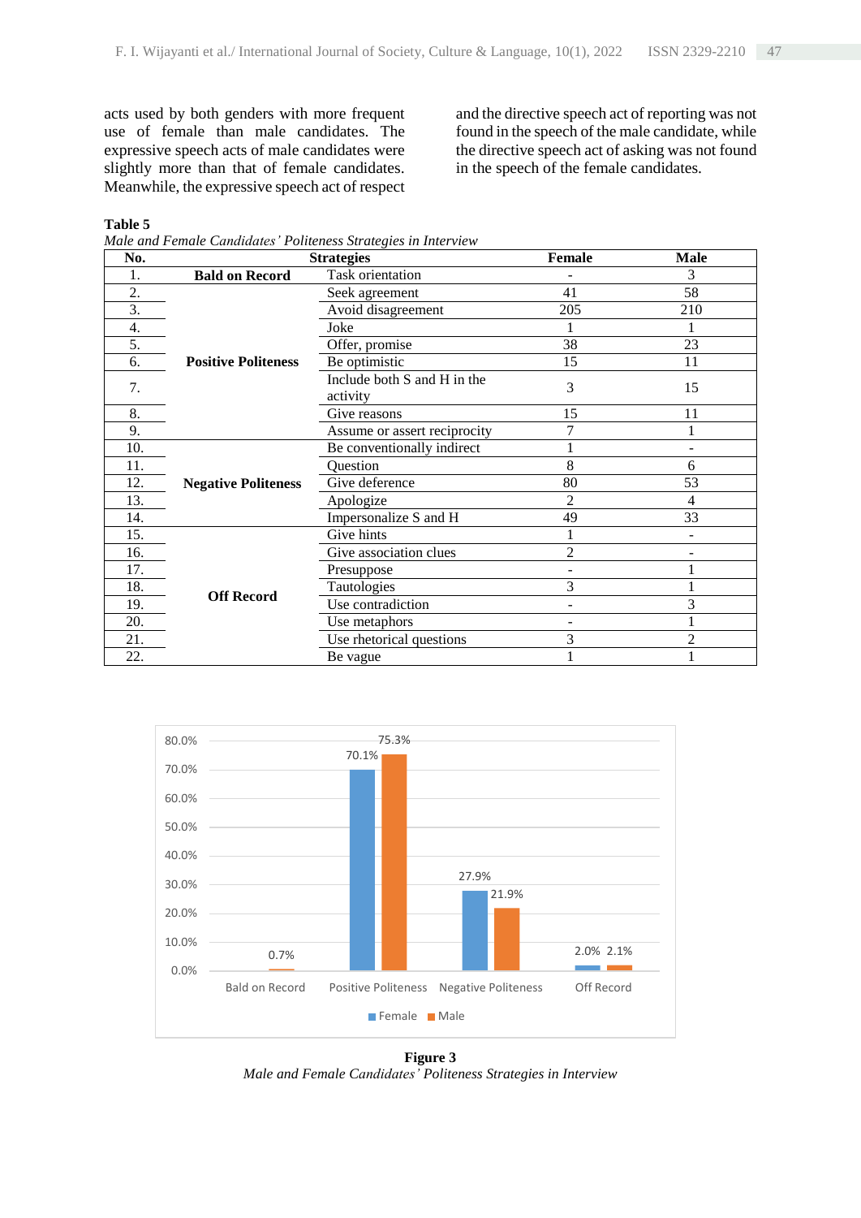acts used by both genders with more frequent use of female than male candidates. The expressive speech acts of male candidates were slightly more than that of female candidates. Meanwhile, the expressive speech act of respect and the directive speech act of reporting was not found in the speech of the male candidate, while the directive speech act of asking was not found in the speech of the female candidates.

**Table 5**

*Male and Female Candidates' Politeness Strategies in Interview*

| No. | Strategies | | Female | Male |
|---|---|---|---|---|
| 1. | **Bald on Record** | Task orientation | - | 3 |
| 2. | **Positive Politeness** | Seek agreement | 41 | 58 |
| 3. | | Avoid disagreement | 205 | 210 |
| 4. | | Joke | 1 | 1 |
| 5. | | Offer, promise | 38 | 23 |
| 6. | | Be optimistic | 15 | 11 |
| 7. | | Include both S and H in the activity | 3 | 15 |
| 8. | | Give reasons | 15 | 11 |
| 9. | | Assume or assert reciprocity | 7 | 1 |
| 10. | **Negative Politeness** | Be conventionally indirect | 1 | - |
| 11. | | Question | 8 | 6 |
| 12. | | Give deference | 80 | 53 |
| 13. | | Apologize | 2 | 4 |
| 14. | | Impersonalize S and H | 49 | 33 |
| 15. | **Off Record** | Give hints | 1 | - |
| 16. | | Give association clues | 2 | - |
| 17. | | Presuppose | - | 1 |
| 18. | | Tautologies | 3 | 1 |
| 19. | | Use contradiction | - | 3 |
| 20. | | Use metaphors | - | 1 |
| 21. | | Use rhetorical questions | 3 | 2 |
| 22. | | Be vague | 1 | 1 |

| Strategy | Female | Male |
|---|---|---|
| Bald on Record | | 0.7% |
| Positive Politeness | 70.1% | 75.3% |
| Negative Politeness | 27.9% | 21.9% |
| Off Record | 2.0% | 2.1% |

**Figure 3**

*Male and Female Candidates' Politeness Strategies in Interview*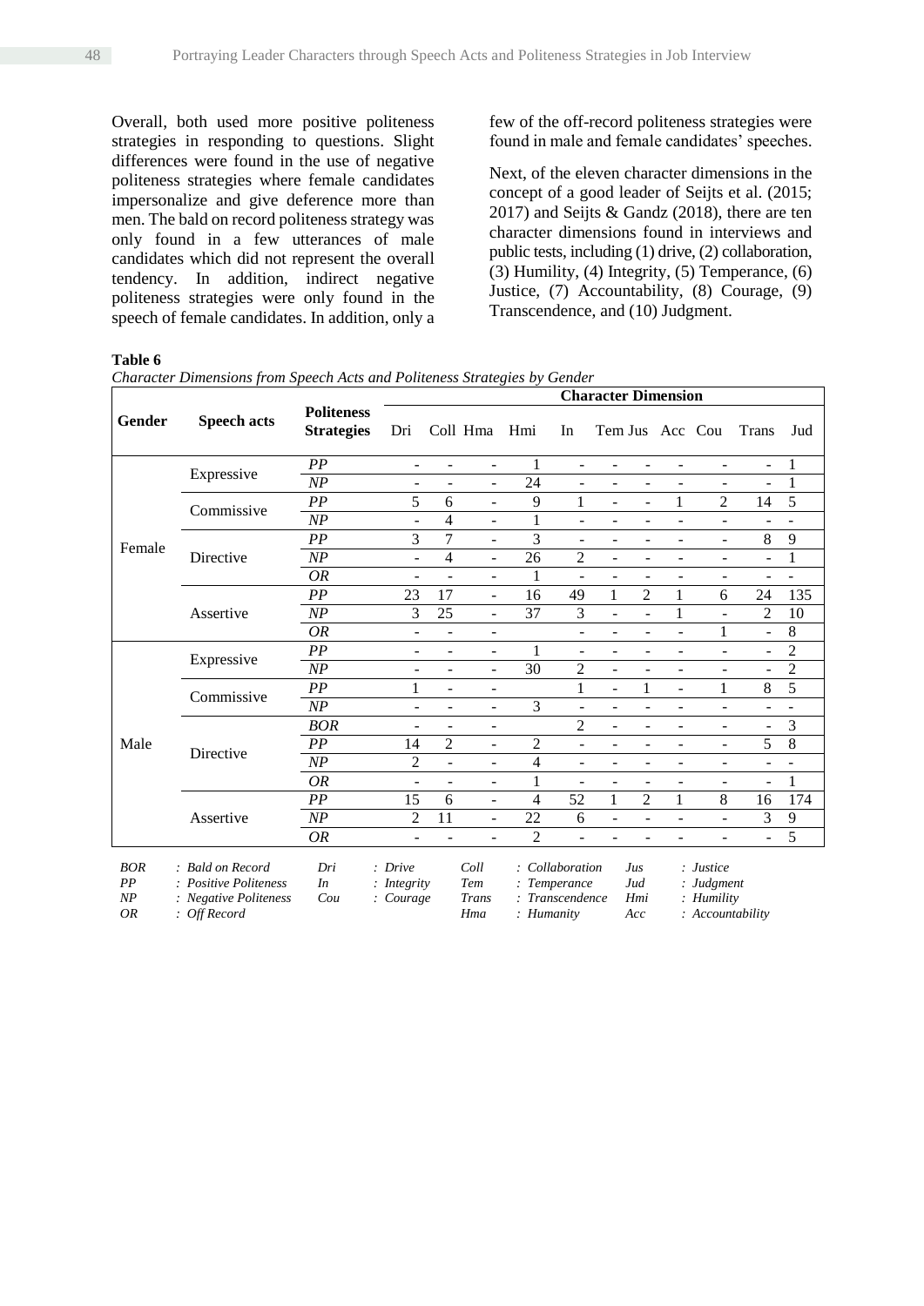Overall, both used more positive politeness strategies in responding to questions. Slight differences were found in the use of negative politeness strategies where female candidates impersonalize and give deference more than men. The bald on record politeness strategy was only found in a few utterances of male candidates which did not represent the overall tendency. In addition, indirect negative politeness strategies were only found in the speech of female candidates. In addition, only a few of the off-record politeness strategies were found in male and female candidates' speeches.

Next, of the eleven character dimensions in the concept of a good leader of Seijts et al. (2015; 2017) and Seijts & Gandz (2018), there are ten character dimensions found in interviews and public tests, including (1) drive, (2) collaboration, (3) Humility, (4) Integrity, (5) Temperance, (6) Justice, (7) Accountability, (8) Courage, (9) Transcendence, and (10) Judgment.

**Table 6**

*Character Dimensions from Speech Acts and Politeness Strategies by Gender*

| Gender | Speech acts | Politeness Strategies | Character Dimension | | | | | | | | | | |
|---|---|---|---|---|---|---|---|---|---|---|---|---|---|
| | | | Dri | Coll | Hma | Hmi | In | Tem | Jus | Acc | Cou | Trans | Jud |
| Female | Expressive | *PP* | - | - | - | 1 | - | - | - | - | - | - | 1 |
| | | *NP* | - | - | - | 24 | - | - | - | - | - | - | 1 |
| | Commissive | *PP* | 5 | 6 | - | 9 | 1 | - | - | 1 | 2 | 14 | 5 |
| | | *NP* | - | 4 | - | 1 | - | - | - | - | - | - | - |
| | Directive | *PP* | 3 | 7 | - | 3 | - | - | - | - | - | 8 | 9 |
| | | *NP* | - | 4 | - | 26 | 2 | - | - | - | - | - | 1 |
| | | *OR* | - | - | - | 1 | - | - | - | - | - | - | - |
| | Assertive | *PP* | 23 | 17 | - | 16 | 49 | 1 | 2 | 1 | 6 | 24 | 135 |
| | | *NP* | 3 | 25 | - | 37 | 3 | - | - | 1 | - | 2 | 10 |
| | | *OR* | - | - | - | | - | - | - | - | 1 | - | 8 |
| Male | Expressive | *PP* | - | - | - | 1 | - | - | - | - | - | - | 2 |
| | | *NP* | - | - | - | 30 | 2 | - | - | - | - | - | 2 |
| | Commissive | *PP* | 1 | - | - | | 1 | - | 1 | - | 1 | 8 | 5 |
| | | *NP* | - | - | - | 3 | - | - | - | - | - | - | - |
| | Directive | *BOR* | - | - | - | | 2 | - | - | - | - | - | 3 |
| | | *PP* | 14 | 2 | - | 2 | - | - | - | - | - | 5 | 8 |
| | | *NP* | 2 | - | - | 4 | - | - | - | - | - | - | - |
| | | *OR* | - | - | - | 1 | - | - | - | - | - | - | 1 |
| | Assertive | *PP* | 15 | 6 | - | 4 | 52 | 1 | 2 | 1 | 8 | 16 | 174 |
| | | *NP* | 2 | 11 | - | 22 | 6 | - | - | - | - | 3 | 9 |
| | | *OR* | - | - | - | 2 | - | - | - | - | - | - | 5 |

*BOR : Bald on Record; PP : Positive Politeness; NP : Negative Politeness; OR : Off Record; Dri : Drive; In : Integrity; Cou : Courage; Coll : Collaboration; Tem : Temperance; Trans : Transcendence; Hma : Humanity; Jus : Justice; Jud : Judgment; Hmi : Humility; Acc : Accountability*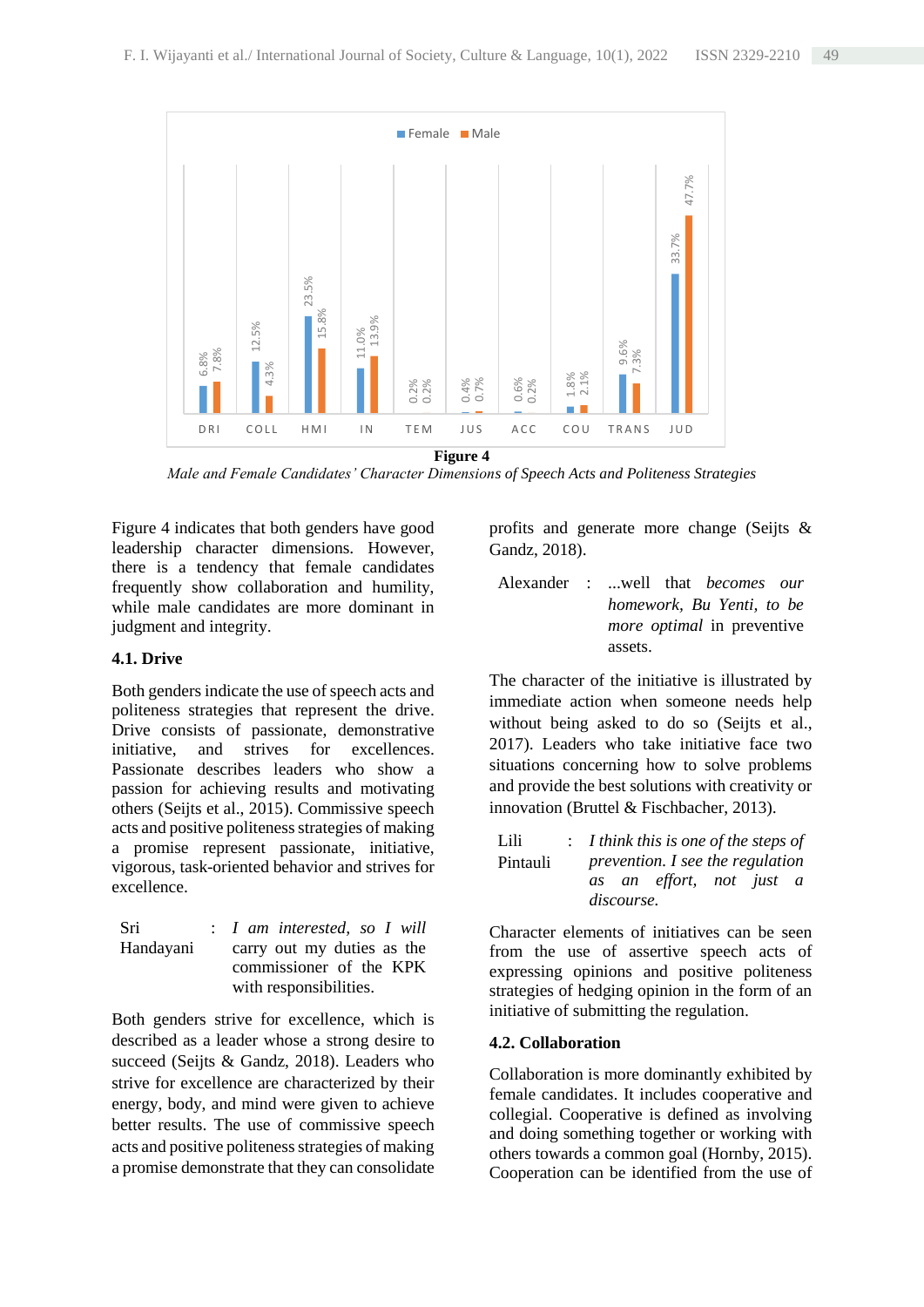| | DRI | COLL | HMI | IN | TEM | JUS | ACC | COU | TRANS | JUD |
|---|---|---|---|---|---|---|---|---|---|---|
| Female | 6.8% | 12.5% | 23.5% | 11.0% | 0.2% | 0.4% | 0.6% | 1.8% | 9.6% | 33.7% |
| Male | 7.8% | 4.3% | 15.8% | 13.9% | 0.2% | 0.7% | 0.2% | 2.1% | 7.3% | 47.7% |

**Figure 4**

*Male and Female Candidates' Character Dimensions of Speech Acts and Politeness Strategies*

Figure 4 indicates that both genders have good leadership character dimensions. However, there is a tendency that female candidates frequently show collaboration and humility, while male candidates are more dominant in judgment and integrity.

### 4.1. Drive

Both genders indicate the use of speech acts and politeness strategies that represent the drive. Drive consists of passionate, demonstrative initiative, and strives for excellences. Passionate describes leaders who show a passion for achieving results and motivating others (Seijts et al., 2015). Commissive speech acts and positive politeness strategies of making a promise represent passionate, initiative, vigorous, task-oriented behavior and strives for excellence.

Sri Handayani : *I am interested, so I will* carry out my duties as the commissioner of the KPK with responsibilities.

Both genders strive for excellence, which is described as a leader whose a strong desire to succeed (Seijts & Gandz, 2018). Leaders who strive for excellence are characterized by their energy, body, and mind were given to achieve better results. The use of commissive speech acts and positive politeness strategies of making a promise demonstrate that they can consolidate profits and generate more change (Seijts & Gandz, 2018).

Alexander : ...well that *becomes our homework, Bu Yenti, to be more optimal* in preventive assets.

The character of the initiative is illustrated by immediate action when someone needs help without being asked to do so (Seijts et al., 2017). Leaders who take initiative face two situations concerning how to solve problems and provide the best solutions with creativity or innovation (Bruttel & Fischbacher, 2013).

Lili Pintauli : *I think this is one of the steps of prevention. I see the regulation as an effort, not just a discourse.*

Character elements of initiatives can be seen from the use of assertive speech acts of expressing opinions and positive politeness strategies of hedging opinion in the form of an initiative of submitting the regulation.

### 4.2. Collaboration

Collaboration is more dominantly exhibited by female candidates. It includes cooperative and collegial. Cooperative is defined as involving and doing something together or working with others towards a common goal (Hornby, 2015). Cooperation can be identified from the use of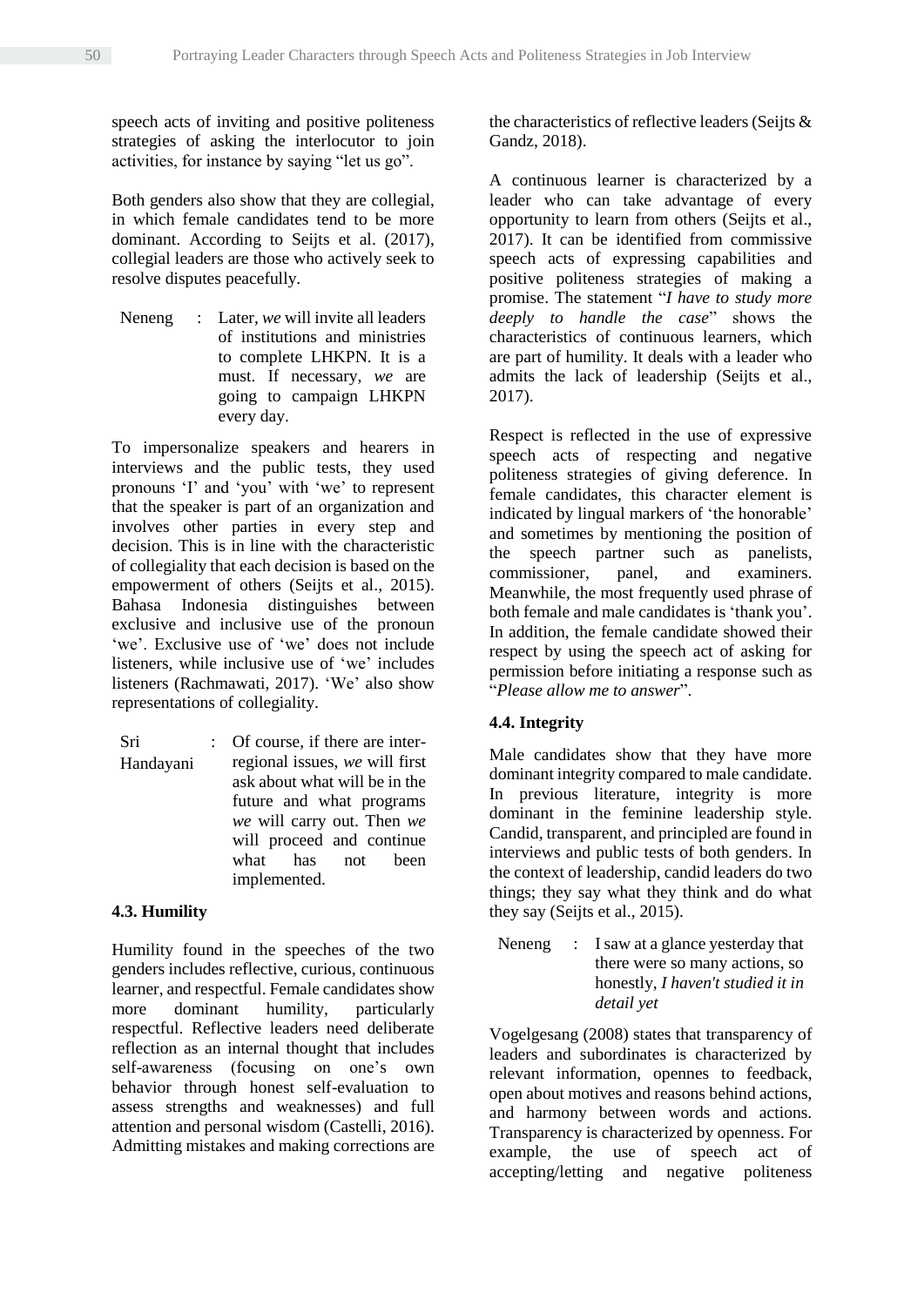speech acts of inviting and positive politeness strategies of asking the interlocutor to join activities, for instance by saying "let us go".

Both genders also show that they are collegial, in which female candidates tend to be more dominant. According to Seijts et al. (2017), collegial leaders are those who actively seek to resolve disputes peacefully.

Neneng : Later, *we* will invite all leaders of institutions and ministries to complete LHKPN. It is a must. If necessary, *we* are going to campaign LHKPN every day.

To impersonalize speakers and hearers in interviews and the public tests, they used pronouns 'I' and 'you' with 'we' to represent that the speaker is part of an organization and involves other parties in every step and decision. This is in line with the characteristic of collegiality that each decision is based on the empowerment of others (Seijts et al., 2015). Bahasa Indonesia distinguishes between exclusive and inclusive use of the pronoun 'we'. Exclusive use of 'we' does not include listeners, while inclusive use of 'we' includes listeners (Rachmawati, 2017). 'We' also show representations of collegiality.

Sri Handayani : Of course, if there are inter-regional issues, *we* will first ask about what will be in the future and what programs *we* will carry out. Then *we* will proceed and continue what has not been implemented.

### 4.3. Humility

Humility found in the speeches of the two genders includes reflective, curious, continuous learner, and respectful. Female candidates show more dominant humility, particularly respectful. Reflective leaders need deliberate reflection as an internal thought that includes self-awareness (focusing on one's own behavior through honest self-evaluation to assess strengths and weaknesses) and full attention and personal wisdom (Castelli, 2016). Admitting mistakes and making corrections are the characteristics of reflective leaders (Seijts & Gandz, 2018).

A continuous learner is characterized by a leader who can take advantage of every opportunity to learn from others (Seijts et al., 2017). It can be identified from commissive speech acts of expressing capabilities and positive politeness strategies of making a promise. The statement "*I have to study more deeply to handle the case*" shows the characteristics of continuous learners, which are part of humility. It deals with a leader who admits the lack of leadership (Seijts et al., 2017).

Respect is reflected in the use of expressive speech acts of respecting and negative politeness strategies of giving deference. In female candidates, this character element is indicated by lingual markers of 'the honorable' and sometimes by mentioning the position of the speech partner such as panelists, commissioner, panel, and examiners. Meanwhile, the most frequently used phrase of both female and male candidates is 'thank you'. In addition, the female candidate showed their respect by using the speech act of asking for permission before initiating a response such as "*Please allow me to answer*".

### 4.4. Integrity

Male candidates show that they have more dominant integrity compared to male candidate. In previous literature, integrity is more dominant in the feminine leadership style. Candid, transparent, and principled are found in interviews and public tests of both genders. In the context of leadership, candid leaders do two things; they say what they think and do what they say (Seijts et al., 2015).

Neneng : I saw at a glance yesterday that there were so many actions, so honestly, *I haven't studied it in detail yet*

Vogelgesang (2008) states that transparency of leaders and subordinates is characterized by relevant information, opennes to feedback, open about motives and reasons behind actions, and harmony between words and actions. Transparency is characterized by openness. For example, the use of speech act of accepting/letting and negative politeness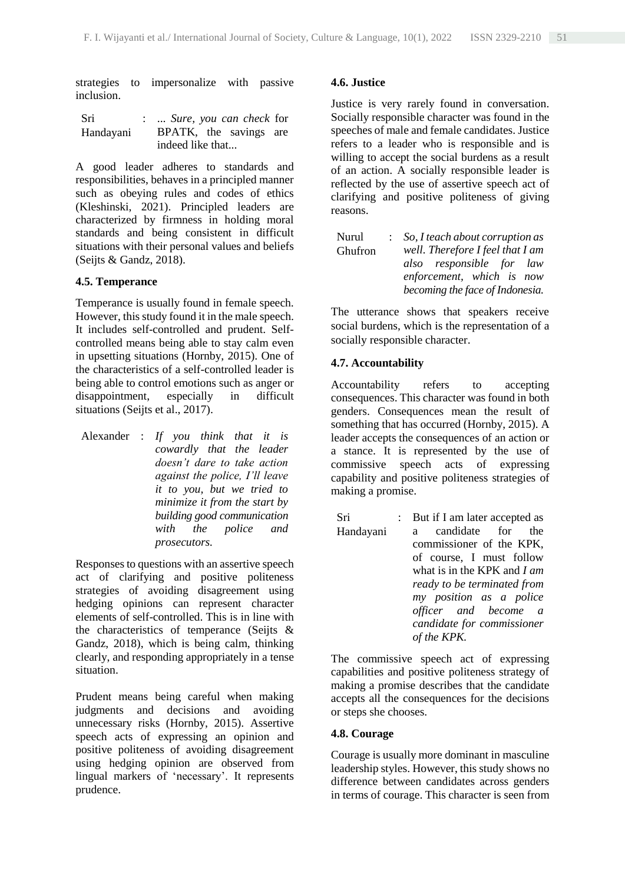strategies to impersonalize with passive inclusion.

| Sri Handayani | : | ... *Sure, you can check* for BPATK, the savings are indeed like that... |
|---|---|---|

A good leader adheres to standards and responsibilities, behaves in a principled manner such as obeying rules and codes of ethics (Kleshinski, 2021). Principled leaders are characterized by firmness in holding moral standards and being consistent in difficult situations with their personal values and beliefs (Seijts & Gandz, 2018).

### 4.5. Temperance

Temperance is usually found in female speech. However, this study found it in the male speech. It includes self-controlled and prudent. Self-controlled means being able to stay calm even in upsetting situations (Hornby, 2015). One of the characteristics of a self-controlled leader is being able to control emotions such as anger or disappointment, especially in difficult situations (Seijts et al., 2017).

| Alexander | : | *If you think that it is cowardly that the leader doesn't dare to take action against the police, I'll leave it to you, but we tried to minimize it from the start by building good communication with the police and prosecutors.* |
|---|---|---|

Responses to questions with an assertive speech act of clarifying and positive politeness strategies of avoiding disagreement using hedging opinions can represent character elements of self-controlled. This is in line with the characteristics of temperance (Seijts & Gandz, 2018), which is being calm, thinking clearly, and responding appropriately in a tense situation.

Prudent means being careful when making judgments and decisions and avoiding unnecessary risks (Hornby, 2015). Assertive speech acts of expressing an opinion and positive politeness of avoiding disagreement using hedging opinion are observed from lingual markers of 'necessary'. It represents prudence.

### 4.6. Justice

Justice is very rarely found in conversation. Socially responsible character was found in the speeches of male and female candidates. Justice refers to a leader who is responsible and is willing to accept the social burdens as a result of an action. A socially responsible leader is reflected by the use of assertive speech act of clarifying and positive politeness of giving reasons.

| Nurul Ghufron | : | *So, I teach about corruption as well. Therefore I feel that I am also responsible for law enforcement, which is now becoming the face of Indonesia.* |
|---|---|---|

The utterance shows that speakers receive social burdens, which is the representation of a socially responsible character.

### 4.7. Accountability

Accountability refers to accepting consequences. This character was found in both genders. Consequences mean the result of something that has occurred (Hornby, 2015). A leader accepts the consequences of an action or a stance. It is represented by the use of commissive speech acts of expressing capability and positive politeness strategies of making a promise.

| Sri Handayani | : | But if I am later accepted as a candidate for the commissioner of the KPK, of course, I must follow what is in the KPK and *I am ready to be terminated from my position as a police officer and become a candidate for commissioner of the KPK.* |
|---|---|---|

The commissive speech act of expressing capabilities and positive politeness strategy of making a promise describes that the candidate accepts all the consequences for the decisions or steps she chooses.

### 4.8. Courage

Courage is usually more dominant in masculine leadership styles. However, this study shows no difference between candidates across genders in terms of courage. This character is seen from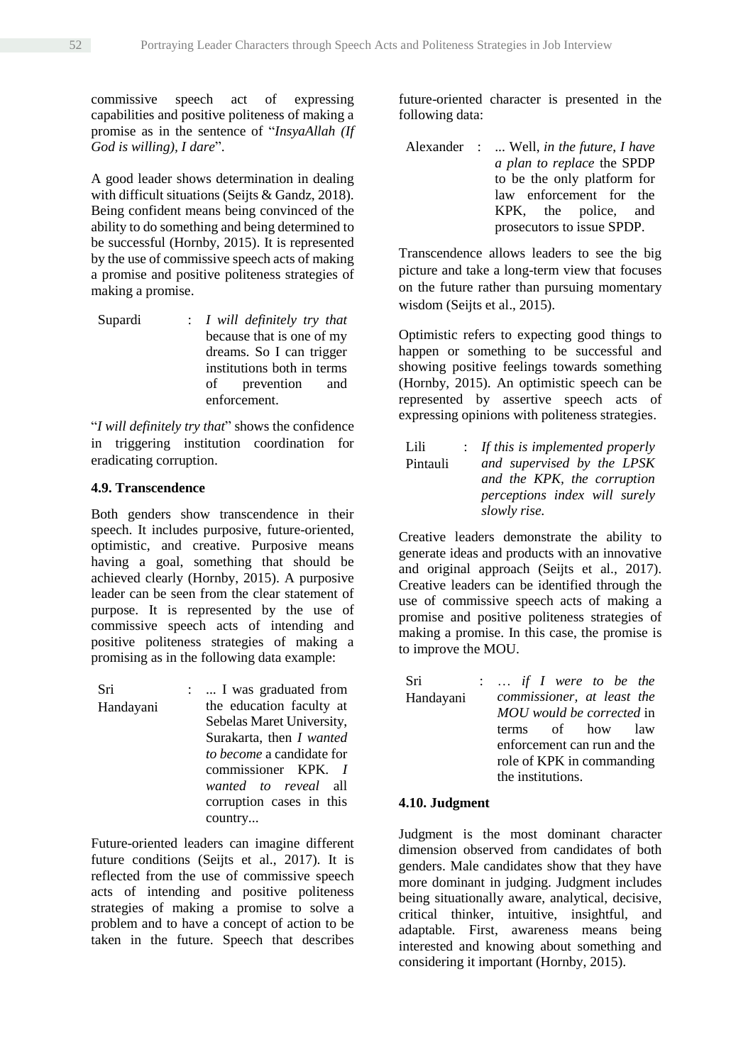commissive speech act of expressing capabilities and positive politeness of making a promise as in the sentence of "*InsyaAllah (If God is willing), I dare*".

A good leader shows determination in dealing with difficult situations (Seijts & Gandz, 2018). Being confident means being convinced of the ability to do something and being determined to be successful (Hornby, 2015). It is represented by the use of commissive speech acts of making a promise and positive politeness strategies of making a promise.

Supardi : *I will definitely try that* because that is one of my dreams. So I can trigger institutions both in terms of prevention and enforcement.

"*I will definitely try that*" shows the confidence in triggering institution coordination for eradicating corruption.

### 4.9. Transcendence

Both genders show transcendence in their speech. It includes purposive, future-oriented, optimistic, and creative. Purposive means having a goal, something that should be achieved clearly (Hornby, 2015). A purposive leader can be seen from the clear statement of purpose. It is represented by the use of commissive speech acts of intending and positive politeness strategies of making a promising as in the following data example:

Sri Handayani : ... I was graduated from the education faculty at Sebelas Maret University, Surakarta, then *I wanted to become* a candidate for commissioner KPK. *I wanted to reveal* all corruption cases in this country...

Future-oriented leaders can imagine different future conditions (Seijts et al., 2017). It is reflected from the use of commissive speech acts of intending and positive politeness strategies of making a promise to solve a problem and to have a concept of action to be taken in the future. Speech that describes future-oriented character is presented in the following data:

Alexander : ... Well, *in the future*, *I have a plan to replace* the SPDP to be the only platform for law enforcement for the KPK, the police, and prosecutors to issue SPDP.

Transcendence allows leaders to see the big picture and take a long-term view that focuses on the future rather than pursuing momentary wisdom (Seijts et al., 2015).

Optimistic refers to expecting good things to happen or something to be successful and showing positive feelings towards something (Hornby, 2015). An optimistic speech can be represented by assertive speech acts of expressing opinions with politeness strategies.

Lili Pintauli : *If this is implemented properly and supervised by the LPSK and the KPK, the corruption perceptions index will surely slowly rise.*

Creative leaders demonstrate the ability to generate ideas and products with an innovative and original approach (Seijts et al., 2017). Creative leaders can be identified through the use of commissive speech acts of making a promise and positive politeness strategies of making a promise. In this case, the promise is to improve the MOU.

Sri Handayani : … *if I were to be the commissioner, at least the MOU would be corrected* in terms of how law enforcement can run and the role of KPK in commanding the institutions.

### 4.10. Judgment

Judgment is the most dominant character dimension observed from candidates of both genders. Male candidates show that they have more dominant in judging. Judgment includes being situationally aware, analytical, decisive, critical thinker, intuitive, insightful, and adaptable. First, awareness means being interested and knowing about something and considering it important (Hornby, 2015).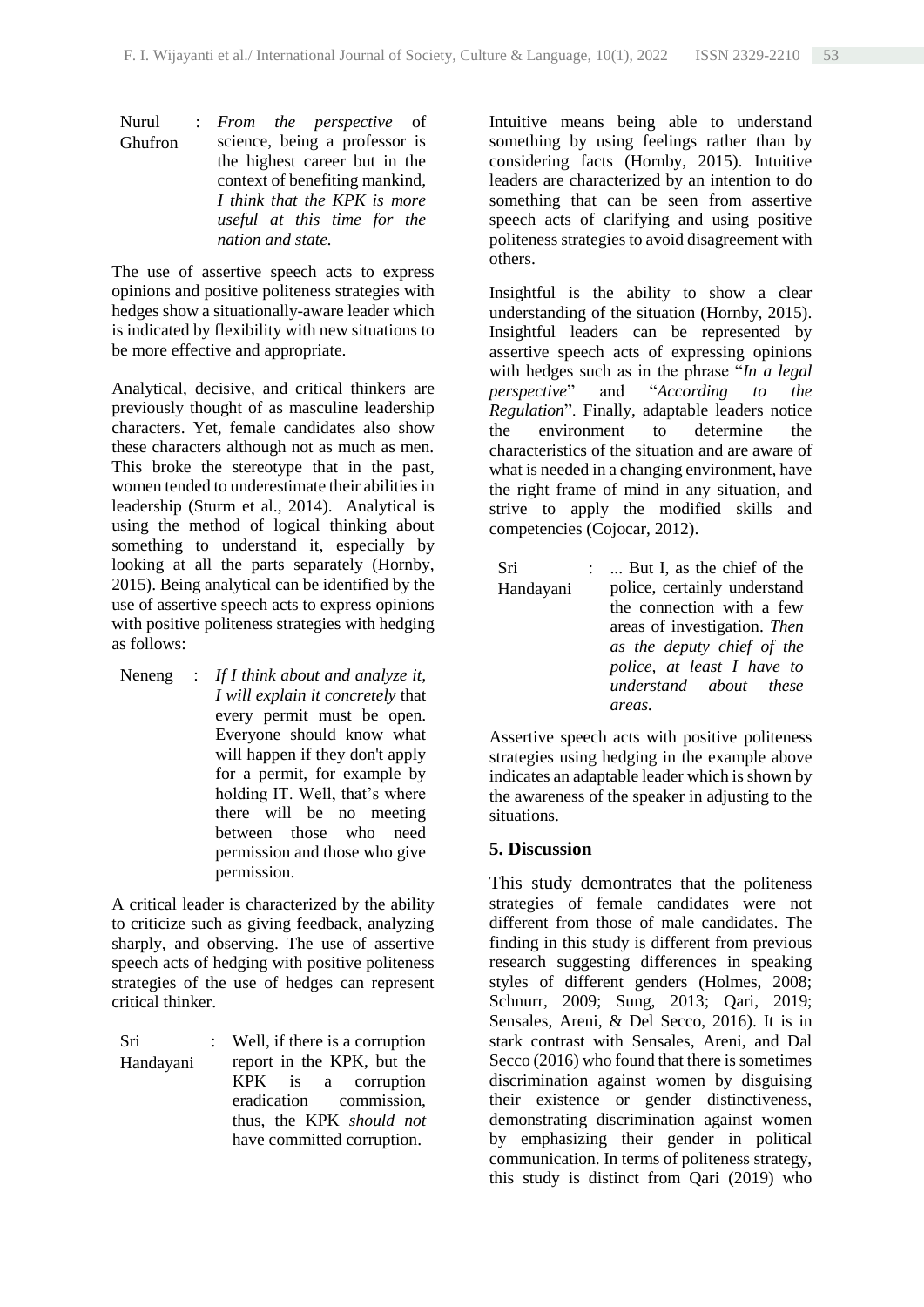Nurul Ghufron : *From the perspective* of science, being a professor is the highest career but in the context of benefiting mankind, *I think that the KPK is more useful at this time for the nation and state.*

The use of assertive speech acts to express opinions and positive politeness strategies with hedges show a situationally-aware leader which is indicated by flexibility with new situations to be more effective and appropriate.

Analytical, decisive, and critical thinkers are previously thought of as masculine leadership characters. Yet, female candidates also show these characters although not as much as men. This broke the stereotype that in the past, women tended to underestimate their abilities in leadership (Sturm et al., 2014). Analytical is using the method of logical thinking about something to understand it, especially by looking at all the parts separately (Hornby, 2015). Being analytical can be identified by the use of assertive speech acts to express opinions with positive politeness strategies with hedging as follows:

Neneng : *If I think about and analyze it, I will explain it concretely* that every permit must be open. Everyone should know what will happen if they don't apply for a permit, for example by holding IT. Well, that's where there will be no meeting between those who need permission and those who give permission.

A critical leader is characterized by the ability to criticize such as giving feedback, analyzing sharply, and observing. The use of assertive speech acts of hedging with positive politeness strategies of the use of hedges can represent critical thinker.

Sri Handayani : Well, if there is a corruption report in the KPK, but the KPK is a corruption eradication commission, thus, the KPK *should not* have committed corruption.

Intuitive means being able to understand something by using feelings rather than by considering facts (Hornby, 2015). Intuitive leaders are characterized by an intention to do something that can be seen from assertive speech acts of clarifying and using positive politeness strategies to avoid disagreement with others.

Insightful is the ability to show a clear understanding of the situation (Hornby, 2015). Insightful leaders can be represented by assertive speech acts of expressing opinions with hedges such as in the phrase "*In a legal perspective*" and "*According to the Regulation*". Finally, adaptable leaders notice the environment to determine the characteristics of the situation and are aware of what is needed in a changing environment, have the right frame of mind in any situation, and strive to apply the modified skills and competencies (Cojocar, 2012).

Sri Handayani : ... But I, as the chief of the police, certainly understand the connection with a few areas of investigation. *Then as the deputy chief of the police, at least I have to understand about these areas.*

Assertive speech acts with positive politeness strategies using hedging in the example above indicates an adaptable leader which is shown by the awareness of the speaker in adjusting to the situations.

## 5. Discussion

This study demontrates that the politeness strategies of female candidates were not different from those of male candidates. The finding in this study is different from previous research suggesting differences in speaking styles of different genders (Holmes, 2008; Schnurr, 2009; Sung, 2013; Qari, 2019; Sensales, Areni, & Del Secco, 2016). It is in stark contrast with Sensales, Areni, and Dal Secco (2016) who found that there is sometimes discrimination against women by disguising their existence or gender distinctiveness, demonstrating discrimination against women by emphasizing their gender in political communication. In terms of politeness strategy, this study is distinct from Qari (2019) who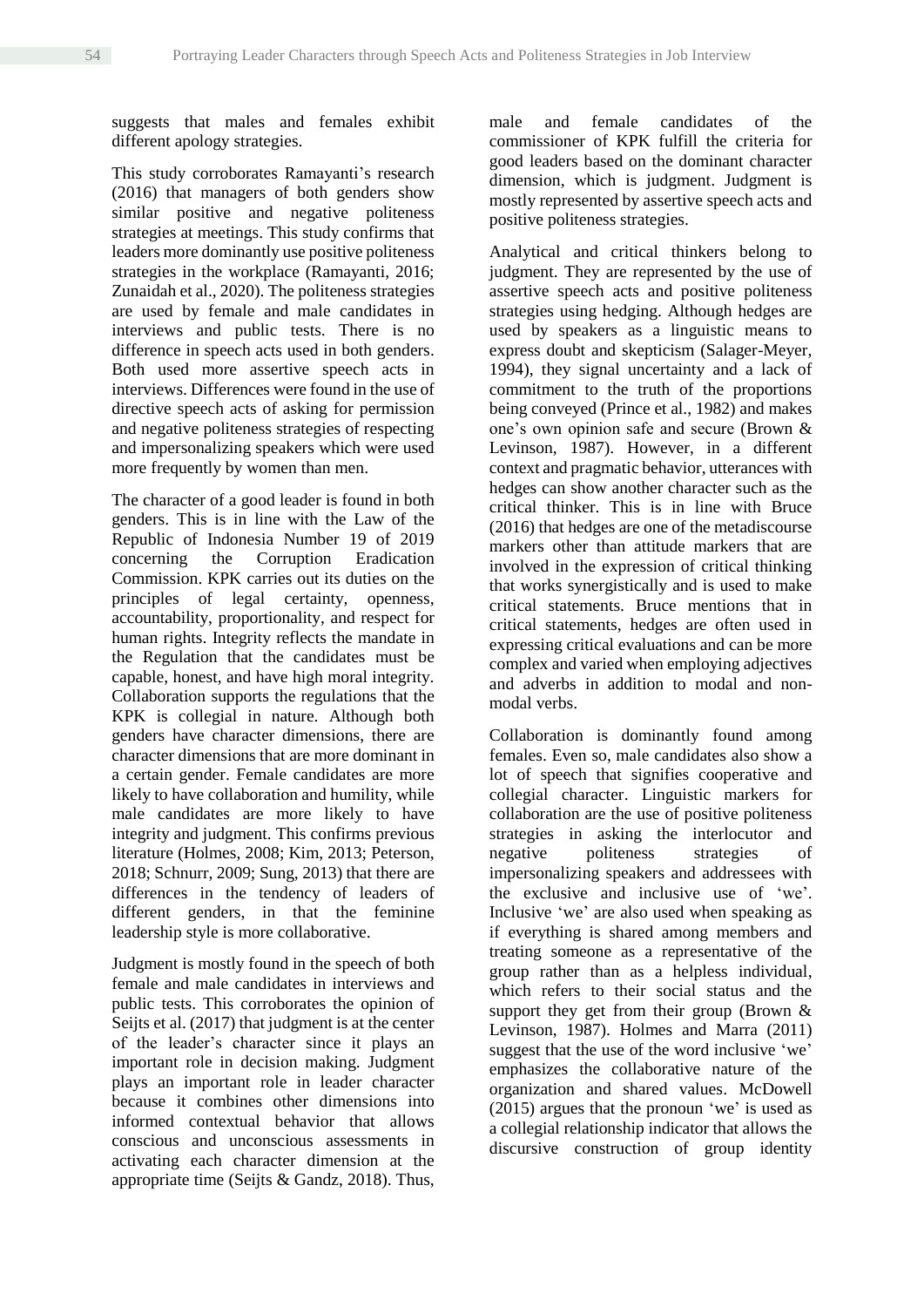suggests that males and females exhibit different apology strategies.

This study corroborates Ramayanti's research (2016) that managers of both genders show similar positive and negative politeness strategies at meetings. This study confirms that leaders more dominantly use positive politeness strategies in the workplace (Ramayanti, 2016; Zunaidah et al., 2020). The politeness strategies are used by female and male candidates in interviews and public tests. There is no difference in speech acts used in both genders. Both used more assertive speech acts in interviews. Differences were found in the use of directive speech acts of asking for permission and negative politeness strategies of respecting and impersonalizing speakers which were used more frequently by women than men.

The character of a good leader is found in both genders. This is in line with the Law of the Republic of Indonesia Number 19 of 2019 concerning the Corruption Eradication Commission. KPK carries out its duties on the principles of legal certainty, openness, accountability, proportionality, and respect for human rights. Integrity reflects the mandate in the Regulation that the candidates must be capable, honest, and have high moral integrity. Collaboration supports the regulations that the KPK is collegial in nature. Although both genders have character dimensions, there are character dimensions that are more dominant in a certain gender. Female candidates are more likely to have collaboration and humility, while male candidates are more likely to have integrity and judgment. This confirms previous literature (Holmes, 2008; Kim, 2013; Peterson, 2018; Schnurr, 2009; Sung, 2013) that there are differences in the tendency of leaders of different genders, in that the feminine leadership style is more collaborative.

Judgment is mostly found in the speech of both female and male candidates in interviews and public tests. This corroborates the opinion of Seijts et al. (2017) that judgment is at the center of the leader's character since it plays an important role in decision making. Judgment plays an important role in leader character because it combines other dimensions into informed contextual behavior that allows conscious and unconscious assessments in activating each character dimension at the appropriate time (Seijts & Gandz, 2018). Thus, male and female candidates of the commissioner of KPK fulfill the criteria for good leaders based on the dominant character dimension, which is judgment. Judgment is mostly represented by assertive speech acts and positive politeness strategies.

Analytical and critical thinkers belong to judgment. They are represented by the use of assertive speech acts and positive politeness strategies using hedging. Although hedges are used by speakers as a linguistic means to express doubt and skepticism (Salager-Meyer, 1994), they signal uncertainty and a lack of commitment to the truth of the proportions being conveyed (Prince et al., 1982) and makes one's own opinion safe and secure (Brown & Levinson, 1987). However, in a different context and pragmatic behavior, utterances with hedges can show another character such as the critical thinker. This is in line with Bruce (2016) that hedges are one of the metadiscourse markers other than attitude markers that are involved in the expression of critical thinking that works synergistically and is used to make critical statements. Bruce mentions that in critical statements, hedges are often used in expressing critical evaluations and can be more complex and varied when employing adjectives and adverbs in addition to modal and non-modal verbs.

Collaboration is dominantly found among females. Even so, male candidates also show a lot of speech that signifies cooperative and collegial character. Linguistic markers for collaboration are the use of positive politeness strategies in asking the interlocutor and negative politeness strategies of impersonalizing speakers and addressees with the exclusive and inclusive use of 'we'. Inclusive 'we' are also used when speaking as if everything is shared among members and treating someone as a representative of the group rather than as a helpless individual, which refers to their social status and the support they get from their group (Brown & Levinson, 1987). Holmes and Marra (2011) suggest that the use of the word inclusive 'we' emphasizes the collaborative nature of the organization and shared values. McDowell (2015) argues that the pronoun 'we' is used as a collegial relationship indicator that allows the discursive construction of group identity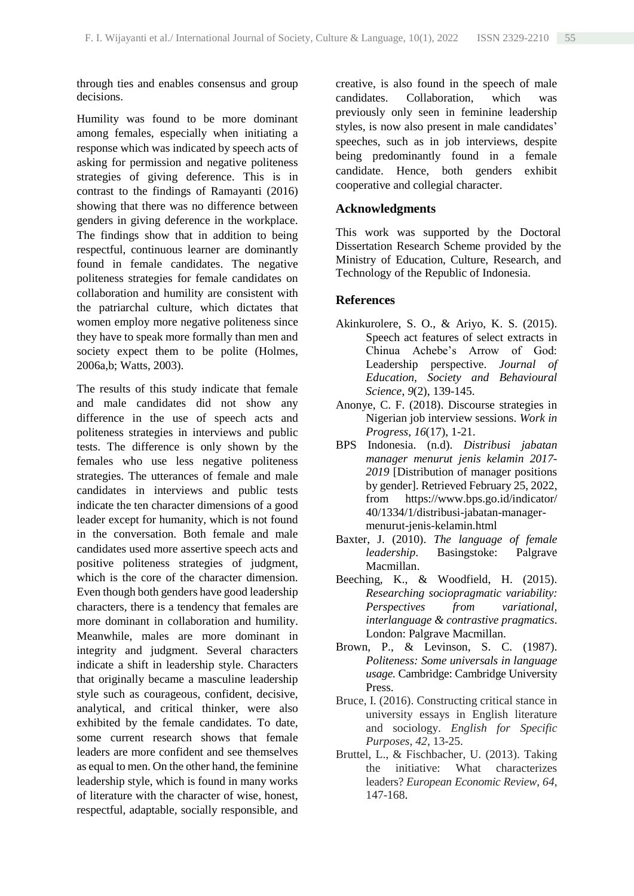through ties and enables consensus and group decisions.

Humility was found to be more dominant among females, especially when initiating a response which was indicated by speech acts of asking for permission and negative politeness strategies of giving deference. This is in contrast to the findings of Ramayanti (2016) showing that there was no difference between genders in giving deference in the workplace. The findings show that in addition to being respectful, continuous learner are dominantly found in female candidates. The negative politeness strategies for female candidates on collaboration and humility are consistent with the patriarchal culture, which dictates that women employ more negative politeness since they have to speak more formally than men and society expect them to be polite (Holmes, 2006a,b; Watts, 2003).

The results of this study indicate that female and male candidates did not show any difference in the use of speech acts and politeness strategies in interviews and public tests. The difference is only shown by the females who use less negative politeness strategies. The utterances of female and male candidates in interviews and public tests indicate the ten character dimensions of a good leader except for humanity, which is not found in the conversation. Both female and male candidates used more assertive speech acts and positive politeness strategies of judgment, which is the core of the character dimension. Even though both genders have good leadership characters, there is a tendency that females are more dominant in collaboration and humility. Meanwhile, males are more dominant in integrity and judgment. Several characters indicate a shift in leadership style. Characters that originally became a masculine leadership style such as courageous, confident, decisive, analytical, and critical thinker, were also exhibited by the female candidates. To date, some current research shows that female leaders are more confident and see themselves as equal to men. On the other hand, the feminine leadership style, which is found in many works of literature with the character of wise, honest, respectful, adaptable, socially responsible, and creative, is also found in the speech of male candidates. Collaboration, which was previously only seen in feminine leadership styles, is now also present in male candidates' speeches, such as in job interviews, despite being predominantly found in a female candidate. Hence, both genders exhibit cooperative and collegial character.

## Acknowledgments

This work was supported by the Doctoral Dissertation Research Scheme provided by the Ministry of Education, Culture, Research, and Technology of the Republic of Indonesia.

## References

Akinkurolere, S. O., & Ariyo, K. S. (2015). Speech act features of select extracts in Chinua Achebe's Arrow of God: Leadership perspective. *Journal of Education, Society and Behavioural Science*, *9*(2), 139-145.

Anonye, C. F. (2018). Discourse strategies in Nigerian job interview sessions. *Work in Progress*, *16*(17), 1-21.

BPS Indonesia. (n.d). *Distribusi jabatan manager menurut jenis kelamin 2017-2019* [Distribution of manager positions by gender]. Retrieved February 25, 2022, from https://www.bps.go.id/indicator/40/1334/1/distribusi-jabatan-manager-menurut-jenis-kelamin.html

Baxter, J. (2010). *The language of female leadership*. Basingstoke: Palgrave Macmillan.

Beeching, K., & Woodfield, H. (2015). *Researching sociopragmatic variability: Perspectives from variational, interlanguage & contrastive pragmatics*. London: Palgrave Macmillan.

Brown, P., & Levinson, S. C. (1987). *Politeness: Some universals in language usage.* Cambridge: Cambridge University Press.

Bruce, I. (2016). Constructing critical stance in university essays in English literature and sociology. *English for Specific Purposes*, *42*, 13-25.

Bruttel, L., & Fischbacher, U. (2013). Taking the initiative: What characterizes leaders? *European Economic Review*, *64*, 147-168.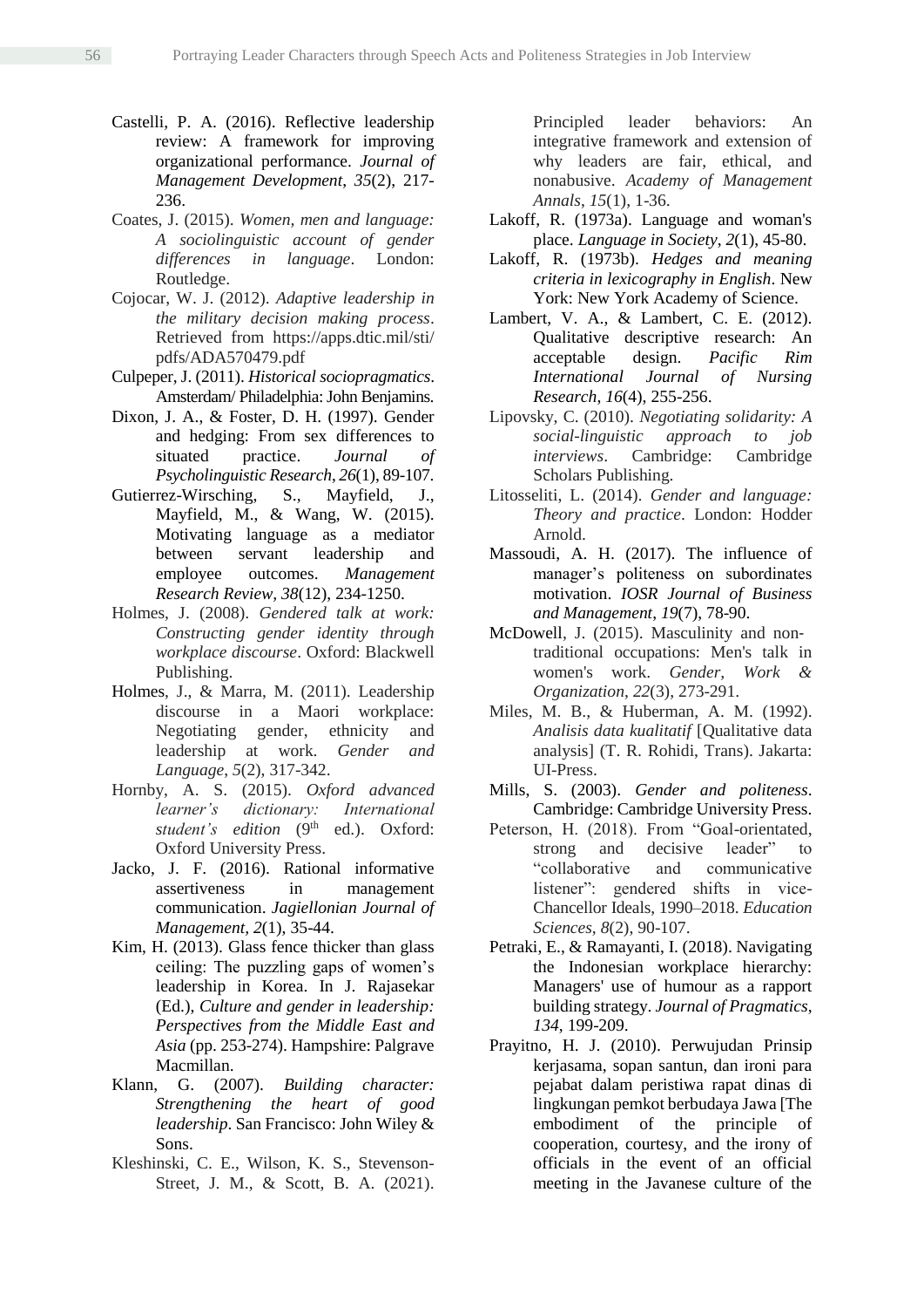Castelli, P. A. (2016). Reflective leadership review: A framework for improving organizational performance. *Journal of Management Development*, *35*(2), 217-236.

Coates, J. (2015). *Women, men and language: A sociolinguistic account of gender differences in language*. London: Routledge.

Cojocar, W. J. (2012). *Adaptive leadership in the military decision making process*. Retrieved from https://apps.dtic.mil/sti/pdfs/ADA570479.pdf

Culpeper, J. (2011). *Historical sociopragmatics*. Amsterdam/ Philadelphia: John Benjamins.

Dixon, J. A., & Foster, D. H. (1997). Gender and hedging: From sex differences to situated practice. *Journal of Psycholinguistic Research*, *26*(1), 89-107.

Gutierrez-Wirsching, S., Mayfield, J., Mayfield, M., & Wang, W. (2015). Motivating language as a mediator between servant leadership and employee outcomes. *Management Research Review, 38*(12), 234-1250.

Holmes, J. (2008). *Gendered talk at work: Constructing gender identity through workplace discourse*. Oxford: Blackwell Publishing.

Holmes, J., & Marra, M. (2011). Leadership discourse in a Maori workplace: Negotiating gender, ethnicity and leadership at work. *Gender and Language*, *5*(2), 317-342.

Hornby, A. S. (2015). *Oxford advanced learner's dictionary: International student's edition* (9th ed.). Oxford: Oxford University Press.

Jacko, J. F. (2016). Rational informative assertiveness in management communication. *Jagiellonian Journal of Management*, *2*(1), 35-44.

Kim, H. (2013). Glass fence thicker than glass ceiling: The puzzling gaps of women's leadership in Korea. In J. Rajasekar (Ed.), *Culture and gender in leadership: Perspectives from the Middle East and Asia* (pp. 253-274). Hampshire: Palgrave Macmillan.

Klann, G. (2007). *Building character: Strengthening the heart of good leadership*. San Francisco: John Wiley & Sons.

Kleshinski, C. E., Wilson, K. S., Stevenson-Street, J. M., & Scott, B. A. (2021). Principled leader behaviors: An integrative framework and extension of why leaders are fair, ethical, and nonabusive. *Academy of Management Annals*, *15*(1), 1-36.

Lakoff, R. (1973a). Language and woman's place. *Language in Society*, *2*(1), 45-80.

Lakoff, R. (1973b). *Hedges and meaning criteria in lexicography in English*. New York: New York Academy of Science.

Lambert, V. A., & Lambert, C. E. (2012). Qualitative descriptive research: An acceptable design. *Pacific Rim International Journal of Nursing Research*, *16*(4), 255-256.

Lipovsky, C. (2010). *Negotiating solidarity: A social-linguistic approach to job interviews*. Cambridge: Cambridge Scholars Publishing.

Litosseliti, L. (2014). *Gender and language: Theory and practice*. London: Hodder Arnold.

Massoudi, A. H. (2017). The influence of manager's politeness on subordinates motivation. *IOSR Journal of Business and Management*, *19*(7), 78-90.

McDowell, J. (2015). Masculinity and non-traditional occupations: Men's talk in women's work. *Gender, Work & Organization*, *22*(3), 273-291.

Miles, M. B., & Huberman, A. M. (1992). *Analisis data kualitatif* [Qualitative data analysis] (T. R. Rohidi, Trans). Jakarta: UI-Press.

Mills, S. (2003). *Gender and politeness*. Cambridge: Cambridge University Press.

Peterson, H. (2018). From "Goal-orientated, strong and decisive leader" to "collaborative and communicative listener": gendered shifts in vice-Chancellor Ideals, 1990–2018. *Education Sciences*, *8*(2), 90-107.

Petraki, E., & Ramayanti, I. (2018). Navigating the Indonesian workplace hierarchy: Managers' use of humour as a rapport building strategy. *Journal of Pragmatics*, *134*, 199-209.

Prayitno, H. J. (2010). Perwujudan Prinsip kerjasama, sopan santun, dan ironi para pejabat dalam peristiwa rapat dinas di lingkungan pemkot berbudaya Jawa [The embodiment of the principle of cooperation, courtesy, and the irony of officials in the event of an official meeting in the Javanese culture of the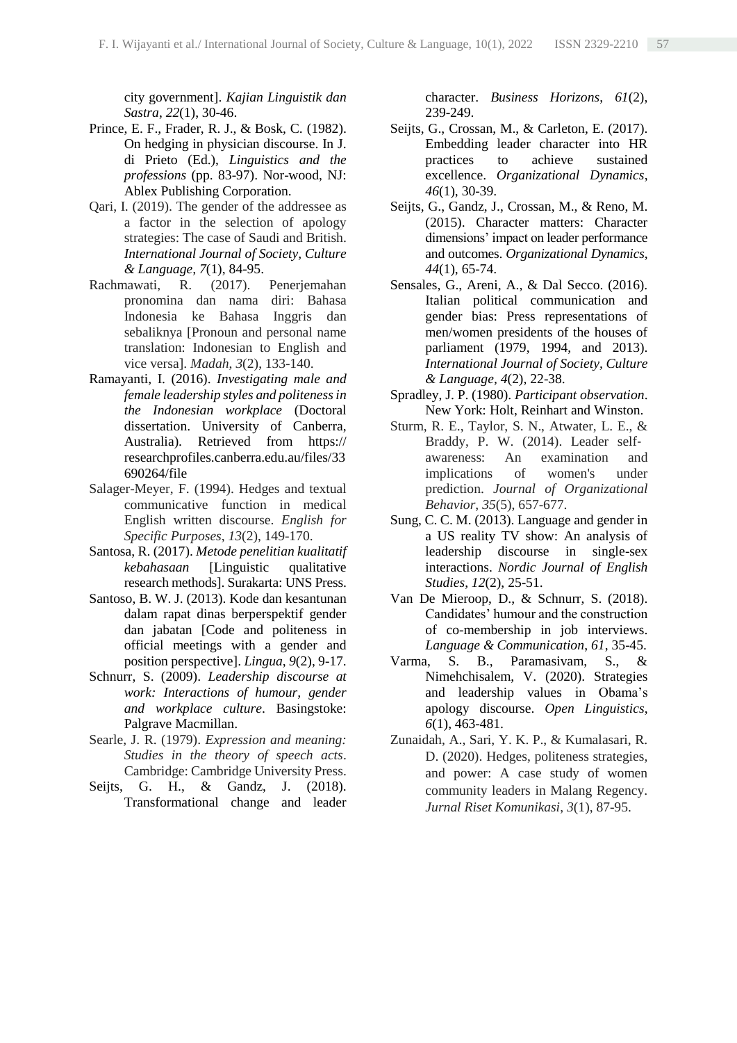city government]. *Kajian Linguistik dan Sastra*, *22*(1), 30-46.

Prince, E. F., Frader, R. J., & Bosk, C. (1982). On hedging in physician discourse. In J. di Prieto (Ed.), *Linguistics and the professions* (pp. 83-97). Nor-wood, NJ: Ablex Publishing Corporation.

Qari, I. (2019). The gender of the addressee as a factor in the selection of apology strategies: The case of Saudi and British. *International Journal of Society, Culture & Language*, *7*(1), 84-95.

Rachmawati, R. (2017). Penerjemahan pronomina dan nama diri: Bahasa Indonesia ke Bahasa Inggris dan sebaliknya [Pronoun and personal name translation: Indonesian to English and vice versa]. *Madah*, *3*(2), 133-140.

Ramayanti, I. (2016). *Investigating male and female leadership styles and politeness in the Indonesian workplace* (Doctoral dissertation. University of Canberra, Australia). Retrieved from https:// researchprofiles.canberra.edu.au/files/33690264/file

Salager-Meyer, F. (1994). Hedges and textual communicative function in medical English written discourse. *English for Specific Purposes*, *13*(2), 149-170.

Santosa, R. (2017). *Metode penelitian kualitatif kebahasaan* [Linguistic qualitative research methods]. Surakarta: UNS Press.

Santoso, B. W. J. (2013). Kode dan kesantunan dalam rapat dinas berperspektif gender dan jabatan [Code and politeness in official meetings with a gender and position perspective]. *Lingua*, *9*(2), 9-17.

Schnurr, S. (2009). *Leadership discourse at work: Interactions of humour, gender and workplace culture*. Basingstoke: Palgrave Macmillan.

Searle, J. R. (1979). *Expression and meaning: Studies in the theory of speech acts*. Cambridge: Cambridge University Press.

Seijts, G. H., & Gandz, J. (2018). Transformational change and leader character. *Business Horizons*, *61*(2), 239-249.

Seijts, G., Crossan, M., & Carleton, E. (2017). Embedding leader character into HR practices to achieve sustained excellence. *Organizational Dynamics*, *46*(1), 30-39.

Seijts, G., Gandz, J., Crossan, M., & Reno, M. (2015). Character matters: Character dimensions' impact on leader performance and outcomes. *Organizational Dynamics*, *44*(1), 65-74.

Sensales, G., Areni, A., & Dal Secco. (2016). Italian political communication and gender bias: Press representations of men/women presidents of the houses of parliament (1979, 1994, and 2013). *International Journal of Society, Culture & Language*, *4*(2), 22-38.

Spradley, J. P. (1980). *Participant observation*. New York: Holt, Reinhart and Winston.

Sturm, R. E., Taylor, S. N., Atwater, L. E., & Braddy, P. W. (2014). Leader self-awareness: An examination and implications of women's under prediction. *Journal of Organizational Behavior*, *35*(5), 657-677.

Sung, C. C. M. (2013). Language and gender in a US reality TV show: An analysis of leadership discourse in single-sex interactions. *Nordic Journal of English Studies*, *12*(2), 25-51.

Van De Mieroop, D., & Schnurr, S. (2018). Candidates' humour and the construction of co-membership in job interviews. *Language & Communication*, *61*, 35-45.

Varma, S. B., Paramasivam, S., & Nimehchisalem, V. (2020). Strategies and leadership values in Obama's apology discourse. *Open Linguistics*, *6*(1), 463-481.

Zunaidah, A., Sari, Y. K. P., & Kumalasari, R. D. (2020). Hedges, politeness strategies, and power: A case study of women community leaders in Malang Regency. *Jurnal Riset Komunikasi*, *3*(1), 87-95.